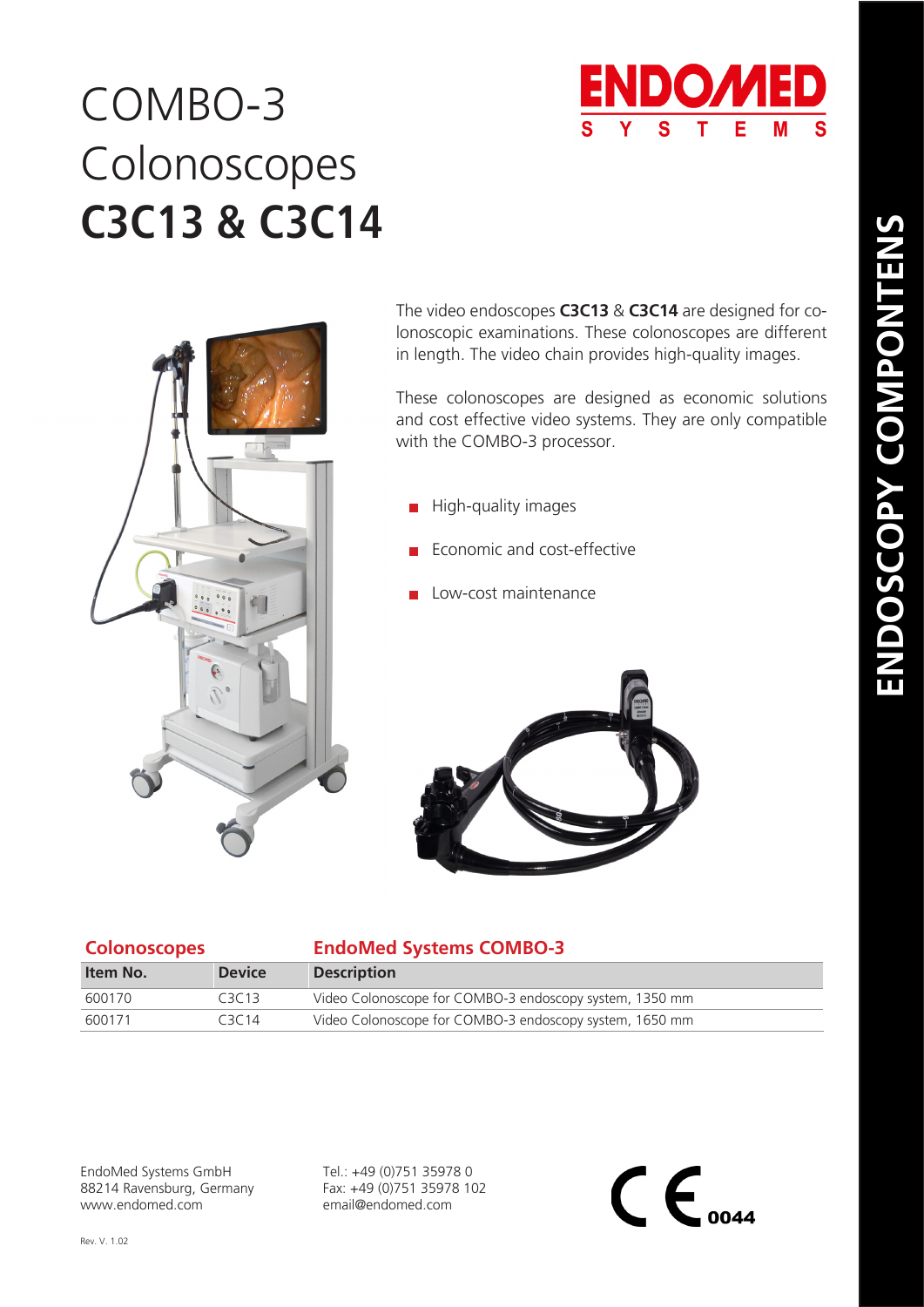# COMBO-3 Colonoscopes **C3C13 & C3C14**

ENDOMED SYSTEMS

ENDOSCOPY COMPONTENS

The video endoscopes **C3C13** & **C3C14** are designed for colonoscopic examinations. These colonoscopes are different in length. The video chain provides high-quality images.

These colonoscopes are designed as economic solutions and cost effective video systems. They are only compatible with the COMBO-3 processor.

- High-quality images
- Economic and cost-effective
- Low-cost maintenance

## Colonoscopes — EndoMed Systems COMBO-3

| Item No. | Device | Description |
|---|---|---|
| 600170 | C3C13 | Video Colonoscope for COMBO-3 endoscopy system, 1350 mm |
| 600171 | C3C14 | Video Colonoscope for COMBO-3 endoscopy system, 1650 mm |

EndoMed Systems GmbH
88214 Ravensburg, Germany
www.endomed.com

Tel.: +49 (0)751 35978 0
Fax: +49 (0)751 35978 102
email@endomed.com

CE 0044

Rev. V. 1.02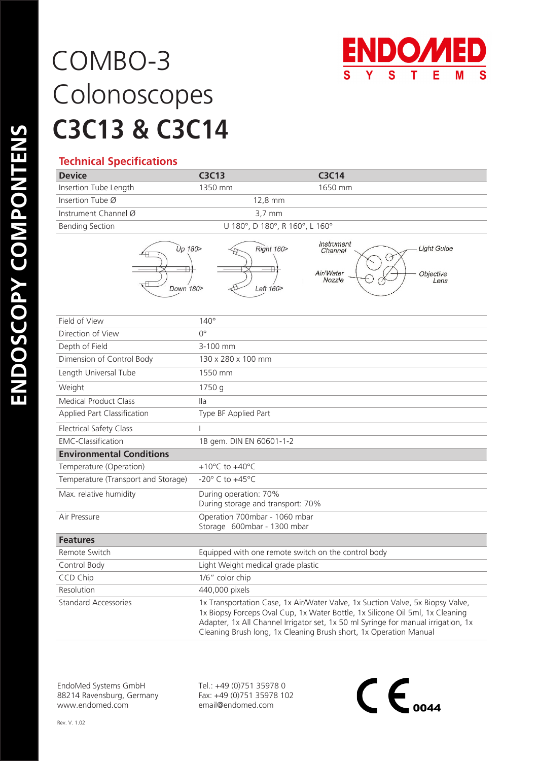# COMBO-3 Colonoscopes **C3C13 & C3C14**

ENDOMED SYSTEMS

ENDOSCOPY COMPONTENS

## Technical Specifications

| Device | C3C13 | C3C14 |
|---|---|---|
| Insertion Tube Length | 1350 mm | 1650 mm |
| Insertion Tube Ø | 12,8 mm | |
| Instrument Channel Ø | 3,7 mm | |
| Bending Section | U 180°, D 180°, R 160°, L 160° | |

Up 180> Down 180> Right 160> Left 160>
Instrument Channel Air/Water Nozzle Light Guide Objective Lens

| | |
|---|---|
| Field of View | 140° |
| Direction of View | 0° |
| Depth of Field | 3-100 mm |
| Dimension of Control Body | 130 x 280 x 100 mm |
| Length Universal Tube | 1550 mm |
| Weight | 1750 g |
| Medical Product Class | IIa |
| Applied Part Classification | Type BF Applied Part |
| Electrical Safety Class | I |
| EMC-Classification | 1B gem. DIN EN 60601-1-2 |
| **Environmental Conditions** | |
| Temperature (Operation) | +10°C to +40°C |
| Temperature (Transport and Storage) | -20° C to +45°C |
| Max. relative humidity | During operation: 70%<br>During storage and transport: 70% |
| Air Pressure | Operation 700mbar - 1060 mbar<br>Storage 600mbar - 1300 mbar |
| **Features** | |
| Remote Switch | Equipped with one remote switch on the control body |
| Control Body | Light Weight medical grade plastic |
| CCD Chip | 1/6" color chip |
| Resolution | 440,000 pixels |
| Standard Accessories | 1x Transportation Case, 1x Air/Water Valve, 1x Suction Valve, 5x Biopsy Valve, 1x Biopsy Forceps Oval Cup, 1x Water Bottle, 1x Silicone Oil 5ml, 1x Cleaning Adapter, 1x All Channel Irrigator set, 1x 50 ml Syringe for manual irrigation, 1x Cleaning Brush long, 1x Cleaning Brush short, 1x Operation Manual |

EndoMed Systems GmbH
88214 Ravensburg, Germany
www.endomed.com

Tel.: +49 (0)751 35978 0
Fax: +49 (0)751 35978 102
email@endomed.com

CE 0044

Rev. V. 1.02